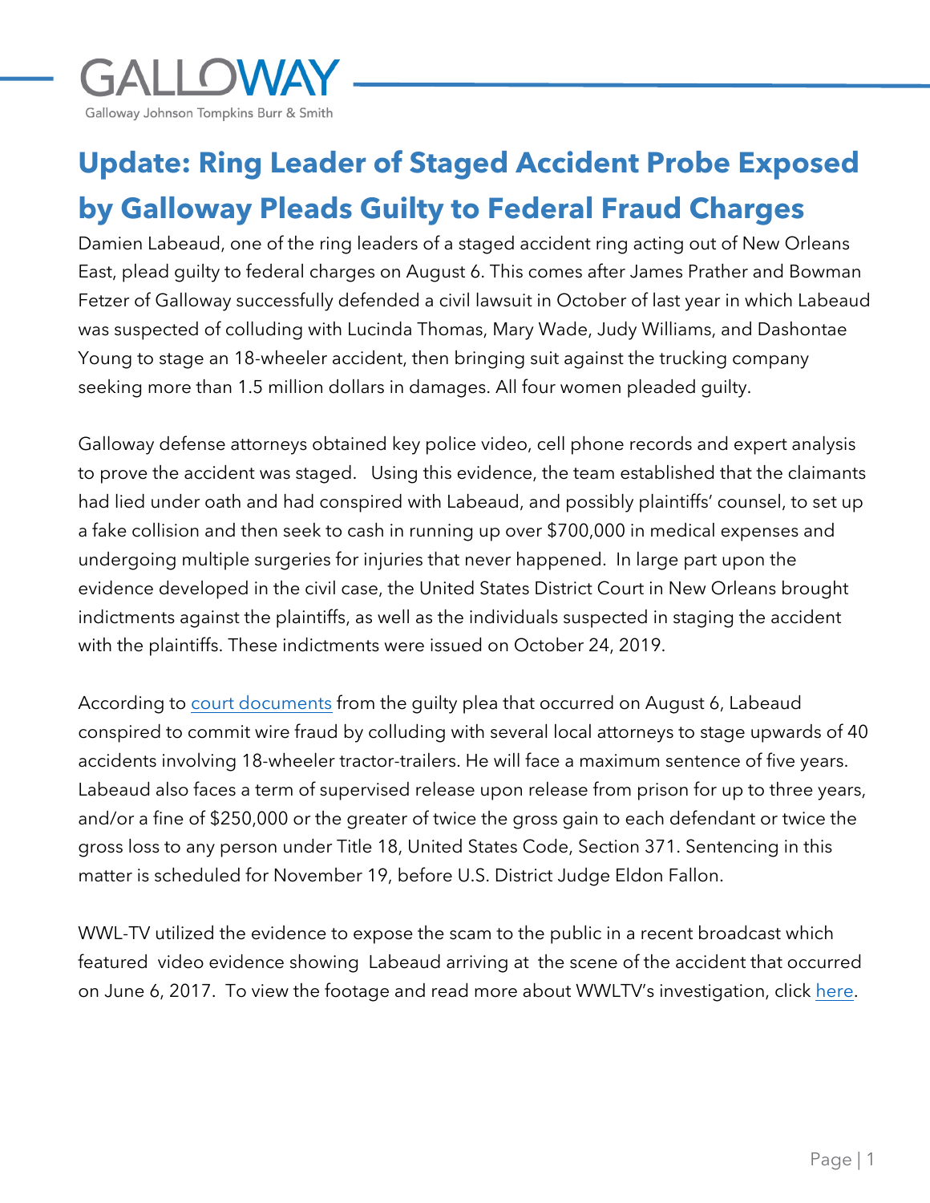GALLOWAY

Galloway Johnson Tompkins Burr & Smith

# Update: Ring Leader of Staged Accident Probe Exposed by Galloway Pleads Guilty to Federal Fraud Charges

Damien Labeaud, one of the ring leaders of a staged accident ring acting out of New Orleans East, plead guilty to federal charges on August 6. This comes after James Prather and Bowman Fetzer of Galloway successfully defended a civil lawsuit in October of last year in which Labeaud was suspected of colluding with Lucinda Thomas, Mary Wade, Judy Williams, and Dashontae Young to stage an 18-wheeler accident, then bringing suit against the trucking company seeking more than 1.5 million dollars in damages. All four women pleaded guilty.

Galloway defense attorneys obtained key police video, cell phone records and expert analysis to prove the accident was staged. Using this evidence, the team established that the claimants had lied under oath and had conspired with Labeaud, and possibly plaintiffs' counsel, to set up a fake collision and then seek to cash in running up over $700,000 in medical expenses and undergoing multiple surgeries for injuries that never happened. In large part upon the evidence developed in the civil case, the United States District Court in New Orleans brought indictments against the plaintiffs, as well as the individuals suspected in staging the accident with the plaintiffs. These indictments were issued on October 24, 2019.

According to [court documents] from the guilty plea that occurred on August 6, Labeaud conspired to commit wire fraud by colluding with several local attorneys to stage upwards of 40 accidents involving 18-wheeler tractor-trailers. He will face a maximum sentence of five years. Labeaud also faces a term of supervised release upon release from prison for up to three years, and/or a fine of $250,000 or the greater of twice the gross gain to each defendant or twice the gross loss to any person under Title 18, United States Code, Section 371. Sentencing in this matter is scheduled for November 19, before U.S. District Judge Eldon Fallon.

WWL-TV utilized the evidence to expose the scam to the public in a recent broadcast which featured video evidence showing Labeaud arriving at the scene of the accident that occurred on June 6, 2017. To view the footage and read more about WWLTV's investigation, click [here].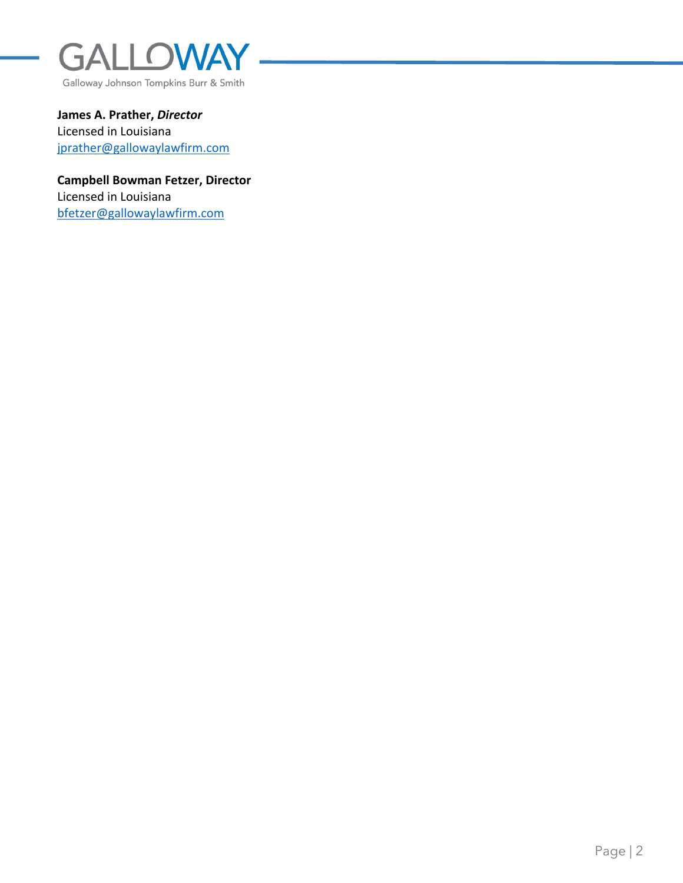**James A. Prather, *Director***
Licensed in Louisiana
jprather@gallowaylawfirm.com

**Campbell Bowman Fetzer, Director**
Licensed in Louisiana
bfetzer@gallowaylawfirm.com